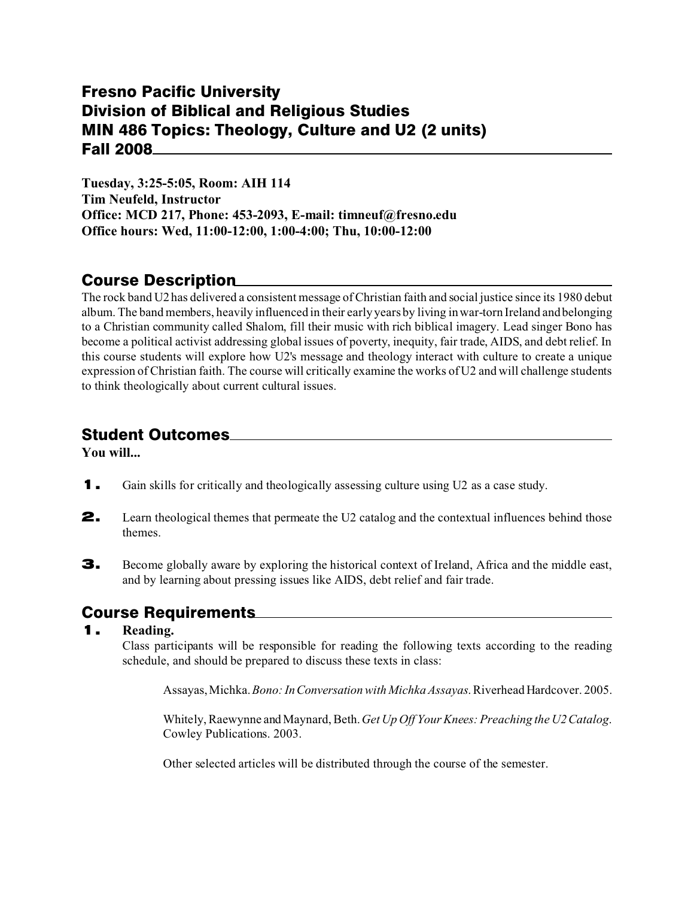# Fresno Pacific University
# Division of Biblical and Religious Studies
# MIN 486 Topics: Theology, Culture and U2 (2 units)
# Fall 2008

**Tuesday, 3:25-5:05, Room: AIH 114**
**Tim Neufeld, Instructor**
**Office: MCD 217, Phone: 453-2093, E-mail: timneuf@fresno.edu**
**Office hours: Wed, 11:00-12:00, 1:00-4:00; Thu, 10:00-12:00**

## Course Description

The rock band U2 has delivered a consistent message of Christian faith and social justice since its 1980 debut album. The band members, heavily influenced in their early years by living in war-torn Ireland and belonging to a Christian community called Shalom, fill their music with rich biblical imagery. Lead singer Bono has become a political activist addressing global issues of poverty, inequity, fair trade, AIDS, and debt relief. In this course students will explore how U2's message and theology interact with culture to create a unique expression of Christian faith. The course will critically examine the works of U2 and will challenge students to think theologically about current cultural issues.

## Student Outcomes

**You will...**

1. Gain skills for critically and theologically assessing culture using U2 as a case study.
2. Learn theological themes that permeate the U2 catalog and the contextual influences behind those themes.
3. Become globally aware by exploring the historical context of Ireland, Africa and the middle east, and by learning about pressing issues like AIDS, debt relief and fair trade.

## Course Requirements

1. **Reading.**
   Class participants will be responsible for reading the following texts according to the reading schedule, and should be prepared to discuss these texts in class:

   Assayas, Michka. *Bono: In Conversation with Michka Assayas.* Riverhead Hardcover. 2005.

   Whitely, Raewynne and Maynard, Beth. *Get Up Off Your Knees: Preaching the U2 Catalog*. Cowley Publications. 2003.

   Other selected articles will be distributed through the course of the semester.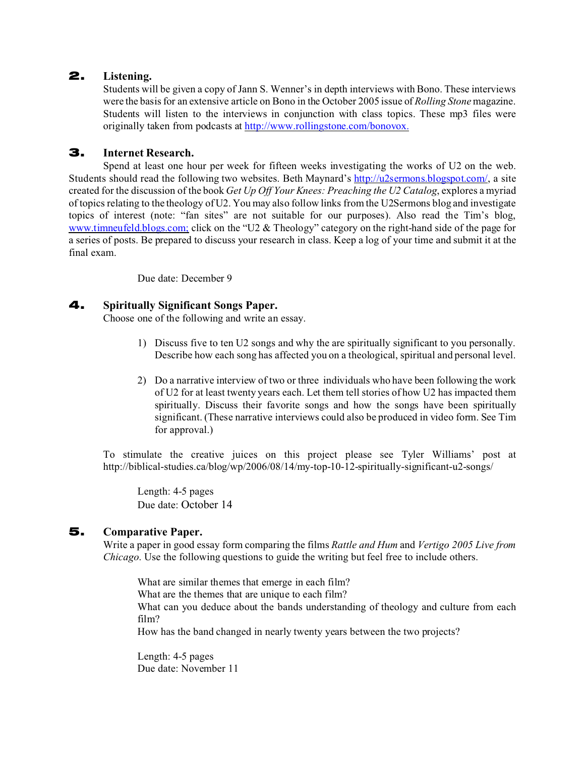## 2. Listening.

Students will be given a copy of Jann S. Wenner's in depth interviews with Bono. These interviews were the basis for an extensive article on Bono in the October 2005 issue of *Rolling Stone* magazine. Students will listen to the interviews in conjunction with class topics. These mp3 files were originally taken from podcasts at http://www.rollingstone.com/bonovox.

## 3. Internet Research.

Spend at least one hour per week for fifteen weeks investigating the works of U2 on the web. Students should read the following two websites. Beth Maynard's http://u2sermons.blogspot.com/, a site created for the discussion of the book *Get Up Off Your Knees: Preaching the U2 Catalog*, explores a myriad of topics relating to the theology of U2. You may also follow links from the U2Sermons blog and investigate topics of interest (note: "fan sites" are not suitable for our purposes). Also read the Tim's blog, www.timneufeld.blogs.com; click on the "U2 & Theology" category on the right-hand side of the page for a series of posts. Be prepared to discuss your research in class. Keep a log of your time and submit it at the final exam.

Due date: December 9

## 4. Spiritually Significant Songs Paper.

Choose one of the following and write an essay.

1) Discuss five to ten U2 songs and why the are spiritually significant to you personally. Describe how each song has affected you on a theological, spiritual and personal level.

2) Do a narrative interview of two or three individuals who have been following the work of U2 for at least twenty years each. Let them tell stories of how U2 has impacted them spiritually. Discuss their favorite songs and how the songs have been spiritually significant. (These narrative interviews could also be produced in video form. See Tim for approval.)

To stimulate the creative juices on this project please see Tyler Williams' post at http://biblical-studies.ca/blog/wp/2006/08/14/my-top-10-12-spiritually-significant-u2-songs/

Length: 4-5 pages
Due date: October 14

## 5. Comparative Paper.

Write a paper in good essay form comparing the films *Rattle and Hum* and *Vertigo 2005 Live from Chicago*. Use the following questions to guide the writing but feel free to include others.

What are similar themes that emerge in each film?
What are the themes that are unique to each film?
What can you deduce about the bands understanding of theology and culture from each film?
How has the band changed in nearly twenty years between the two projects?

Length: 4-5 pages
Due date: November 11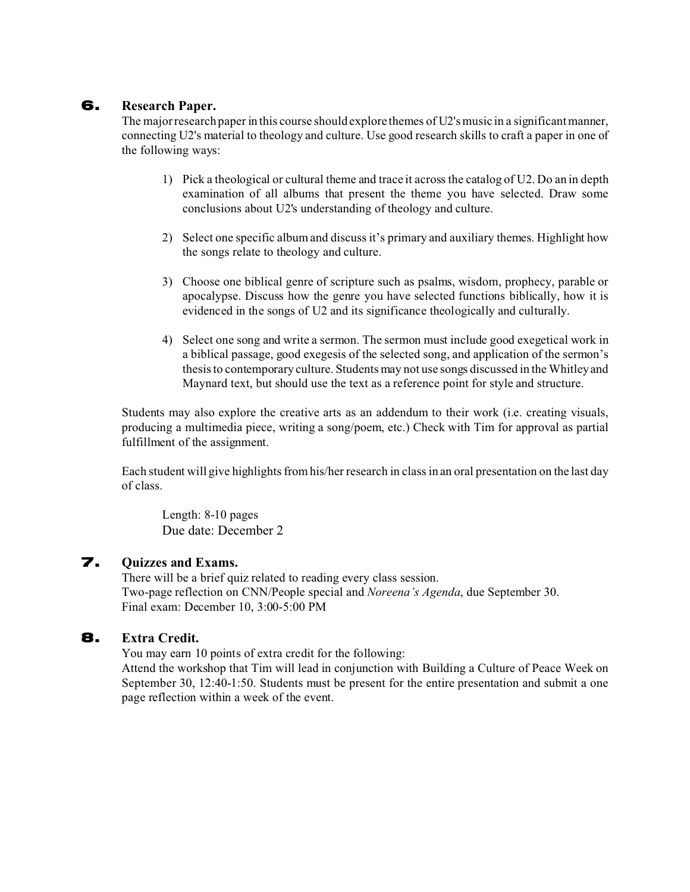## 6. Research Paper.

The major research paper in this course should explore themes of U2's music in a significant manner, connecting U2's material to theology and culture. Use good research skills to craft a paper in one of the following ways:

1) Pick a theological or cultural theme and trace it across the catalog of U2. Do an in depth examination of all albums that present the theme you have selected. Draw some conclusions about U2's understanding of theology and culture.

2) Select one specific album and discuss it's primary and auxiliary themes. Highlight how the songs relate to theology and culture.

3) Choose one biblical genre of scripture such as psalms, wisdom, prophecy, parable or apocalypse. Discuss how the genre you have selected functions biblically, how it is evidenced in the songs of U2 and its significance theologically and culturally.

4) Select one song and write a sermon. The sermon must include good exegetical work in a biblical passage, good exegesis of the selected song, and application of the sermon's thesis to contemporary culture. Students may not use songs discussed in the Whitley and Maynard text, but should use the text as a reference point for style and structure.

Students may also explore the creative arts as an addendum to their work (i.e. creating visuals, producing a multimedia piece, writing a song/poem, etc.) Check with Tim for approval as partial fulfillment of the assignment.

Each student will give highlights from his/her research in class in an oral presentation on the last day of class.

Length: 8-10 pages
Due date: December 2

## 7. Quizzes and Exams.

There will be a brief quiz related to reading every class session.
Two-page reflection on CNN/People special and *Noreena's Agenda*, due September 30.
Final exam: December 10, 3:00-5:00 PM

## 8. Extra Credit.

You may earn 10 points of extra credit for the following:
Attend the workshop that Tim will lead in conjunction with Building a Culture of Peace Week on September 30, 12:40-1:50. Students must be present for the entire presentation and submit a one page reflection within a week of the event.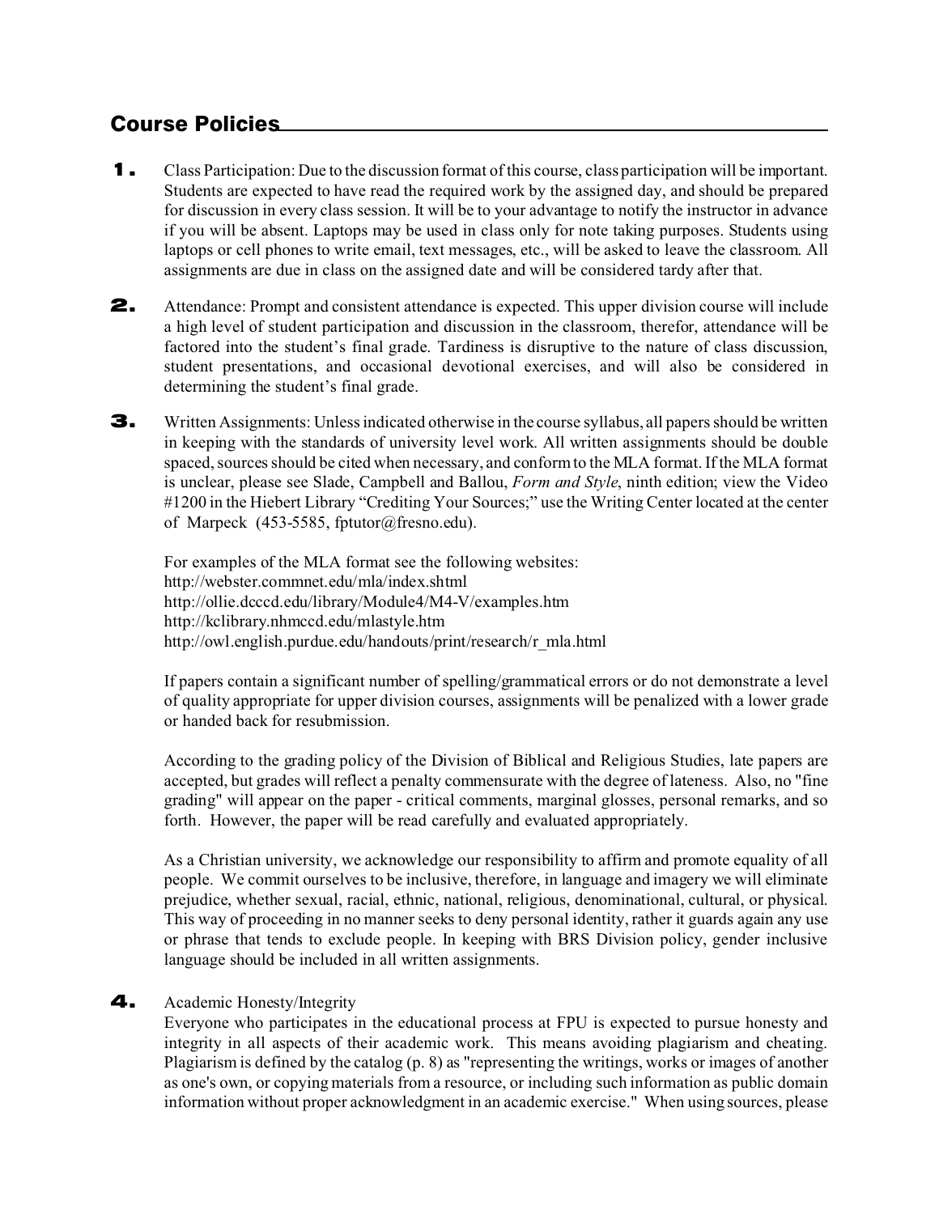## Course Policies

1. Class Participation: Due to the discussion format of this course, class participation will be important. Students are expected to have read the required work by the assigned day, and should be prepared for discussion in every class session. It will be to your advantage to notify the instructor in advance if you will be absent. Laptops may be used in class only for note taking purposes. Students using laptops or cell phones to write email, text messages, etc., will be asked to leave the classroom. All assignments are due in class on the assigned date and will be considered tardy after that.

2. Attendance: Prompt and consistent attendance is expected. This upper division course will include a high level of student participation and discussion in the classroom, therefor, attendance will be factored into the student's final grade. Tardiness is disruptive to the nature of class discussion, student presentations, and occasional devotional exercises, and will also be considered in determining the student's final grade.

3. Written Assignments: Unless indicated otherwise in the course syllabus, all papers should be written in keeping with the standards of university level work. All written assignments should be double spaced, sources should be cited when necessary, and conform to the MLA format. If the MLA format is unclear, please see Slade, Campbell and Ballou, *Form and Style*, ninth edition; view the Video #1200 in the Hiebert Library "Crediting Your Sources;" use the Writing Center located at the center of Marpeck (453-5585, fptutor@fresno.edu).

   For examples of the MLA format see the following websites:
   http://webster.commnet.edu/mla/index.shtml
   http://ollie.dcccd.edu/library/Module4/M4-V/examples.htm
   http://kclibrary.nhmccd.edu/mlastyle.htm
   http://owl.english.purdue.edu/handouts/print/research/r_mla.html

   If papers contain a significant number of spelling/grammatical errors or do not demonstrate a level of quality appropriate for upper division courses, assignments will be penalized with a lower grade or handed back for resubmission.

   According to the grading policy of the Division of Biblical and Religious Studies, late papers are accepted, but grades will reflect a penalty commensurate with the degree of lateness. Also, no "fine grading" will appear on the paper - critical comments, marginal glosses, personal remarks, and so forth. However, the paper will be read carefully and evaluated appropriately.

   As a Christian university, we acknowledge our responsibility to affirm and promote equality of all people. We commit ourselves to be inclusive, therefore, in language and imagery we will eliminate prejudice, whether sexual, racial, ethnic, national, religious, denominational, cultural, or physical. This way of proceeding in no manner seeks to deny personal identity, rather it guards again any use or phrase that tends to exclude people. In keeping with BRS Division policy, gender inclusive language should be included in all written assignments.

4. Academic Honesty/Integrity
   Everyone who participates in the educational process at FPU is expected to pursue honesty and integrity in all aspects of their academic work. This means avoiding plagiarism and cheating. Plagiarism is defined by the catalog (p. 8) as "representing the writings, works or images of another as one's own, or copying materials from a resource, or including such information as public domain information without proper acknowledgment in an academic exercise." When using sources, please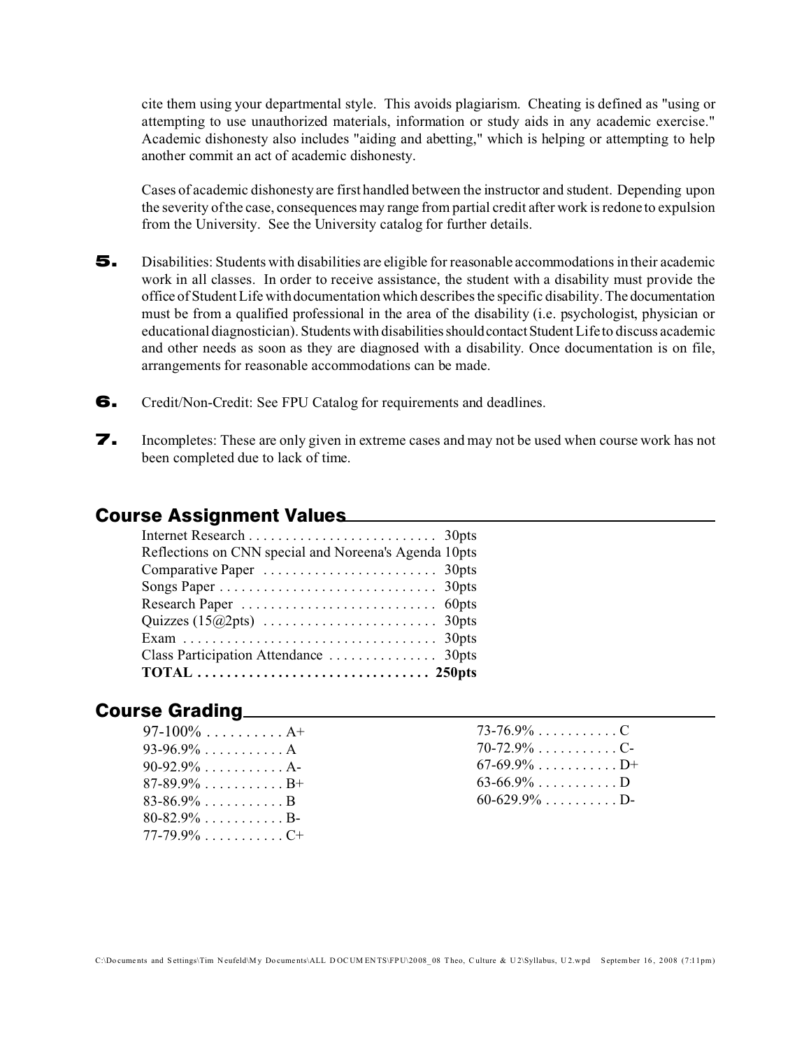cite them using your departmental style. This avoids plagiarism. Cheating is defined as "using or attempting to use unauthorized materials, information or study aids in any academic exercise." Academic dishonesty also includes "aiding and abetting," which is helping or attempting to help another commit an act of academic dishonesty.

Cases of academic dishonesty are first handled between the instructor and student. Depending upon the severity of the case, consequences may range from partial credit after work is redone to expulsion from the University. See the University catalog for further details.

5. Disabilities: Students with disabilities are eligible for reasonable accommodations in their academic work in all classes. In order to receive assistance, the student with a disability must provide the office of Student Life with documentation which describes the specific disability. The documentation must be from a qualified professional in the area of the disability (i.e. psychologist, physician or educational diagnostician). Students with disabilities should contact Student Life to discuss academic and other needs as soon as they are diagnosed with a disability. Once documentation is on file, arrangements for reasonable accommodations can be made.

6. Credit/Non-Credit: See FPU Catalog for requirements and deadlines.

7. Incompletes: These are only given in extreme cases and may not be used when course work has not been completed due to lack of time.

## Course Assignment Values

| Assignment | Points |
|---|---|
| Internet Research | 30pts |
| Reflections on CNN special and Noreena's Agenda | 10pts |
| Comparative Paper | 30pts |
| Songs Paper | 30pts |
| Research Paper | 60pts |
| Quizzes (15@2pts) | 30pts |
| Exam | 30pts |
| Class Participation Attendance | 30pts |
| **TOTAL** | **250pts** |

## Course Grading

| Range | Grade |
|---|---|
| 97-100% | A+ |
| 93-96.9% | A |
| 90-92.9% | A- |
| 87-89.9% | B+ |
| 83-86.9% | B |
| 80-82.9% | B- |
| 77-79.9% | C+ |
| 73-76.9% | C |
| 70-72.9% | C- |
| 67-69.9% | D+ |
| 63-66.9% | D |
| 60-629.9% | D- |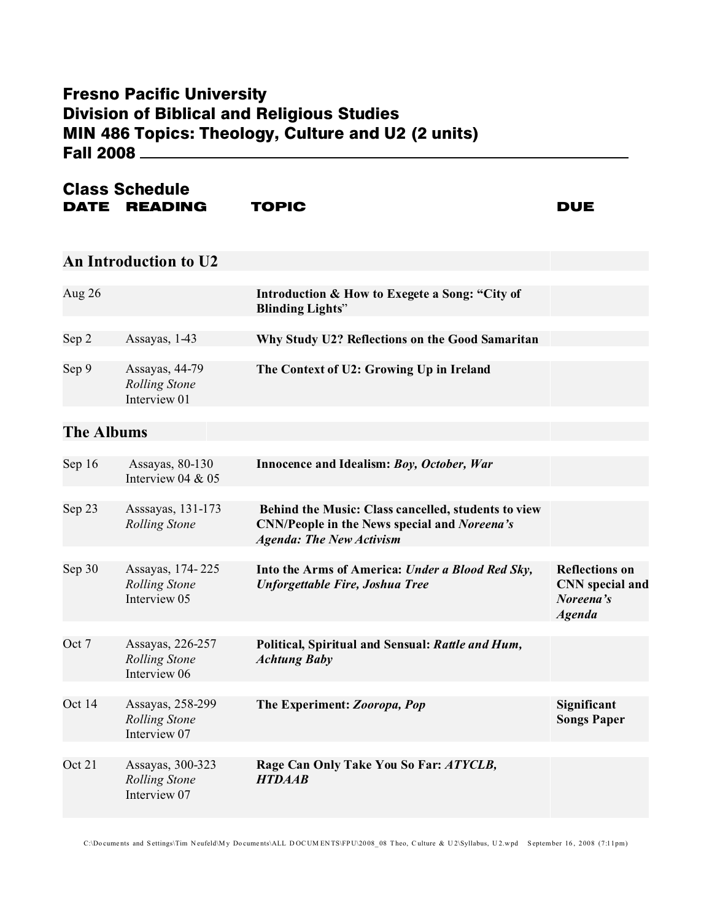# Fresno Pacific University
## Division of Biblical and Religious Studies
## MIN 486 Topics: Theology, Culture and U2 (2 units)
## Fall 2008

### Class Schedule

| DATE | READING | TOPIC | DUE |
|---|---|---|---|
| **An Introduction to U2** | | | |
| Aug 26 | | **Introduction & How to Exegete a Song: "City of Blinding Lights"** | |
| Sep 2 | Assayas, 1-43 | **Why Study U2? Reflections on the Good Samaritan** | |
| Sep 9 | Assayas, 44-79<br>*Rolling Stone*<br>Interview 01 | **The Context of U2: Growing Up in Ireland** | |
| **The Albums** | | | |
| Sep 16 | Assayas, 80-130<br>Interview 04 & 05 | **Innocence and Idealism: *Boy, October, War*** | |
| Sep 23 | Asssayas, 131-173<br>*Rolling Stone* | **Behind the Music: Class cancelled, students to view CNN/People in the News special and *Noreena's Agenda: The New Activism*** | |
| Sep 30 | Assayas, 174- 225<br>*Rolling Stone*<br>Interview 05 | **Into the Arms of America: *Under a Blood Red Sky, Unforgettable Fire, Joshua Tree*** | **Reflections on CNN special and *Noreena's Agenda*** |
| Oct 7 | Assayas, 226-257<br>*Rolling Stone*<br>Interview 06 | **Political, Spiritual and Sensual: *Rattle and Hum, Achtung Baby*** | |
| Oct 14 | Assayas, 258-299<br>*Rolling Stone*<br>Interview 07 | **The Experiment: *Zooropa, Pop*** | **Significant Songs Paper** |
| Oct 21 | Assayas, 300-323<br>*Rolling Stone*<br>Interview 07 | **Rage Can Only Take You So Far: *ATYCLB, HTDAAB*** | |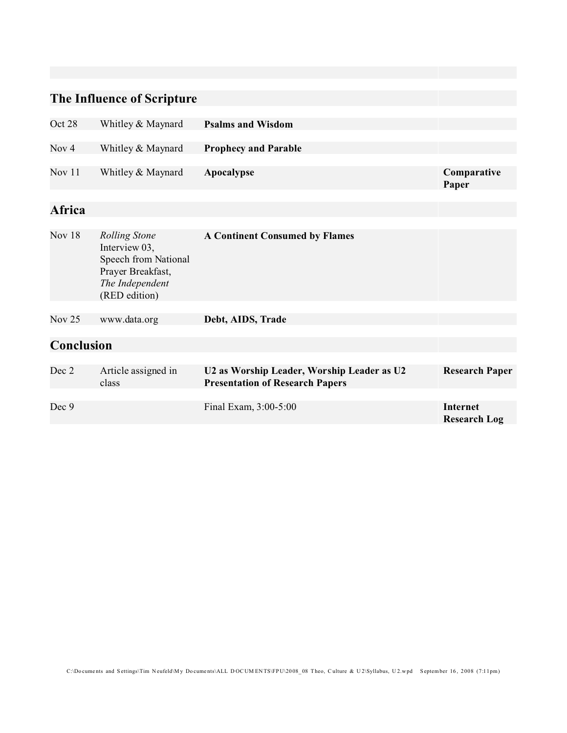## The Influence of Scripture

| | | | |
|---|---|---|---|
| Oct 28 | Whitley & Maynard | **Psalms and Wisdom** | |
| Nov 4 | Whitley & Maynard | **Prophecy and Parable** | |
| Nov 11 | Whitley & Maynard | **Apocalypse** | **Comparative Paper** |

## Africa

| | | | |
|---|---|---|---|
| Nov 18 | *Rolling Stone* Interview 03, Speech from National Prayer Breakfast, *The Independent* (RED edition) | **A Continent Consumed by Flames** | |
| Nov 25 | www.data.org | **Debt, AIDS, Trade** | |

## Conclusion

| | | | |
|---|---|---|---|
| Dec 2 | Article assigned in class | **U2 as Worship Leader, Worship Leader as U2** **Presentation of Research Papers** | **Research Paper** |
| Dec 9 | | Final Exam, 3:00-5:00 | **Internet Research Log** |

C:\Documents and Settings\Tim Neufeld\My Documents\ALL DOCUMENTS\FPU\2008_08 Theo, Culture & U2\Syllabus, U2.wpd September 16, 2008 (7:11pm)